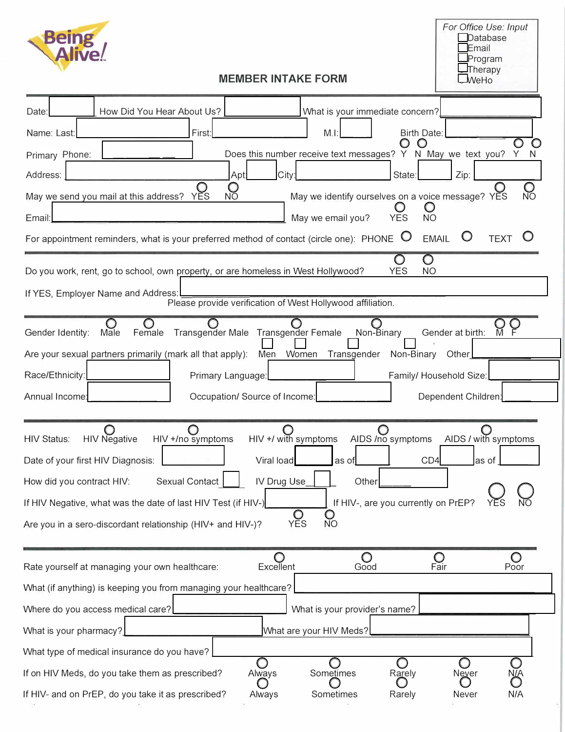Being Alive!

*For Office Use: Input*
- ☐ Database
- ☐ Email
- ☐ Program
- ☐ Therapy
- ☐ WeHo

# MEMBER INTAKE FORM

Date: ______ How Did You Hear About Us? ______ What is your immediate concern? ______

Name: Last: ______ First: ______ M.I: ______ Birth Date: ______

Primary Phone: ______ Does this number receive text messages? ○ Y ○ N May we text you? ○ Y ○ N

Address: ______ Apt: ______ City: ______ State: ______ Zip: ______

May we send you mail at this address? ○ YES ○ NO May we identify ourselves on a voice message? ○ YES ○ NO

Email: ______ May we email you? ○ YES ○ NO

For appointment reminders, what is your preferred method of contact (circle one): PHONE ○ EMAIL ○ TEXT ○

---

Do you work, rent, go to school, own property, or are homeless in West Hollywood? ○ YES ○ NO

If YES, Employer Name and Address: ______

Please provide verification of West Hollywood affiliation.

---

Gender Identity: ○ Male ○ Female ○ Transgender Male ○ Transgender Female ○ Non-Binary Gender at birth: ○ M ○ F

Are your sexual partners primarily (mark all that apply): ☐ Men ☐ Women ☐ Transgender ☐ Non-Binary Other ______

Race/Ethnicity: ______ Primary Language: ______ Family/ Household Size: ______

Annual Income: ______ Occupation/ Source of Income: ______ Dependent Children: ______

---

HIV Status: ○ HIV Negative ○ HIV +/no symptoms ○ HIV +/ with symptoms ○ AIDS /no symptoms ○ AIDS / with symptoms

Date of your first HIV Diagnosis: ______ Viral load ______ as of ______ CD4 ______ as of ______

How did you contract HIV: Sexual Contact ☐ IV Drug Use ☐ Other ______

If HIV Negative, what was the date of last HIV Test (if HIV-) ______ If HIV-, are you currently on PrEP? ○ YES ○ NO

Are you in a sero-discordant relationship (HIV+ and HIV-)? ○ YES ○ NO

---

Rate yourself at managing your own healthcare: ○ Excellent ○ Good ○ Fair ○ Poor

What (if anything) is keeping you from managing your healthcare? ______

Where do you access medical care? ______ What is your provider's name? ______

What is your pharmacy? ______ What are your HIV Meds? ______

What type of medical insurance do you have? ______

If on HIV Meds, do you take them as prescribed? ○ Always ○ Sometimes ○ Rarely ○ Never ○ N/A

If HIV- and on PrEP, do you take it as prescribed? ○ Always ○ Sometimes ○ Rarely ○ Never ○ N/A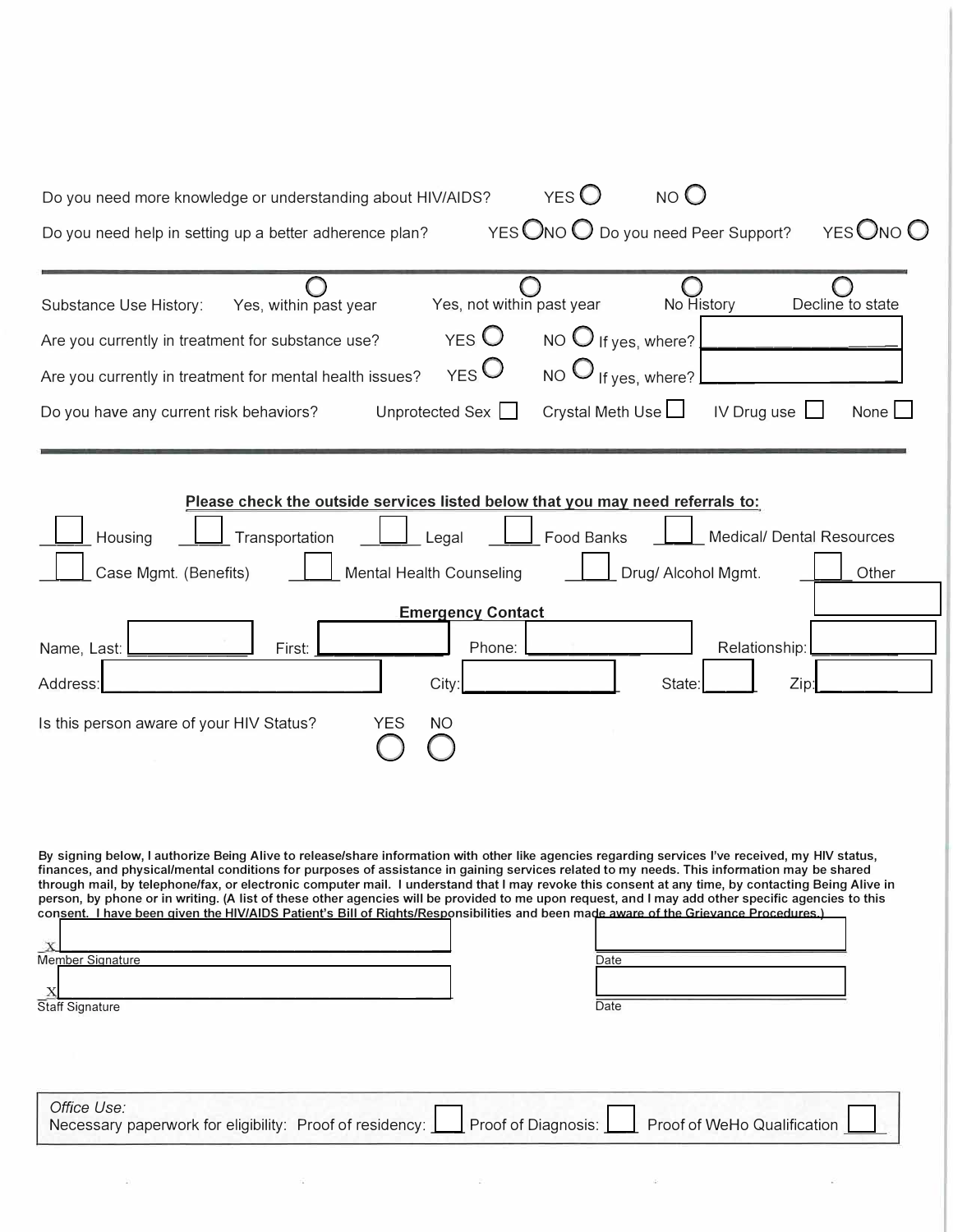Do you need more knowledge or understanding about HIV/AIDS? YES ◯ NO ◯

Do you need help in setting up a better adherence plan? YES ◯ NO ◯ Do you need Peer Support? YES ◯ NO ◯

---

Substance Use History: ◯ Yes, within past year ◯ Yes, not within past year ◯ No History ◯ Decline to state

Are you currently in treatment for substance use? YES ◯ NO ◯ If yes, where? ____________

Are you currently in treatment for mental health issues? YES ◯ NO ◯ If yes, where? ____________

Do you have any current risk behaviors? Unprotected Sex ☐ Crystal Meth Use ☐ IV Drug use ☐ None ☐

---

**Please check the outside services listed below that you may need referrals to:**

☐ Housing ☐ Transportation ☐ Legal ☐ Food Banks ☐ Medical/ Dental Resources

☐ Case Mgmt. (Benefits) ☐ Mental Health Counseling ☐ Drug/ Alcohol Mgmt. ☐ Other ____________

**Emergency Contact**

Name, Last: ____________ First: ____________ Phone: ____________ Relationship: ____________

Address: ____________ City: ____________ State: ______ Zip: ______

Is this person aware of your HIV Status? YES ◯ NO ◯

By signing below, I authorize Being Alive to release/share information with other like agencies regarding services I've received, my HIV status, finances, and physical/mental conditions for purposes of assistance in gaining services related to my needs. This information may be shared through mail, by telephone/fax, or electronic computer mail. I understand that I may revoke this consent at any time, by contacting Being Alive in person, by phone or in writing. (A list of these other agencies will be provided to me upon request, and I may add other specific agencies to this consent. I have been given the HIV/AIDS Patient's Bill of Rights/Responsibilities and been made aware of the Grievance Procedures.)

X ______________________________ ______________
Member Signature Date

X ______________________________ ______________
Staff Signature Date

*Office Use:*
Necessary paperwork for eligibility: Proof of residency: ☐ Proof of Diagnosis: ☐ Proof of WeHo Qualification ☐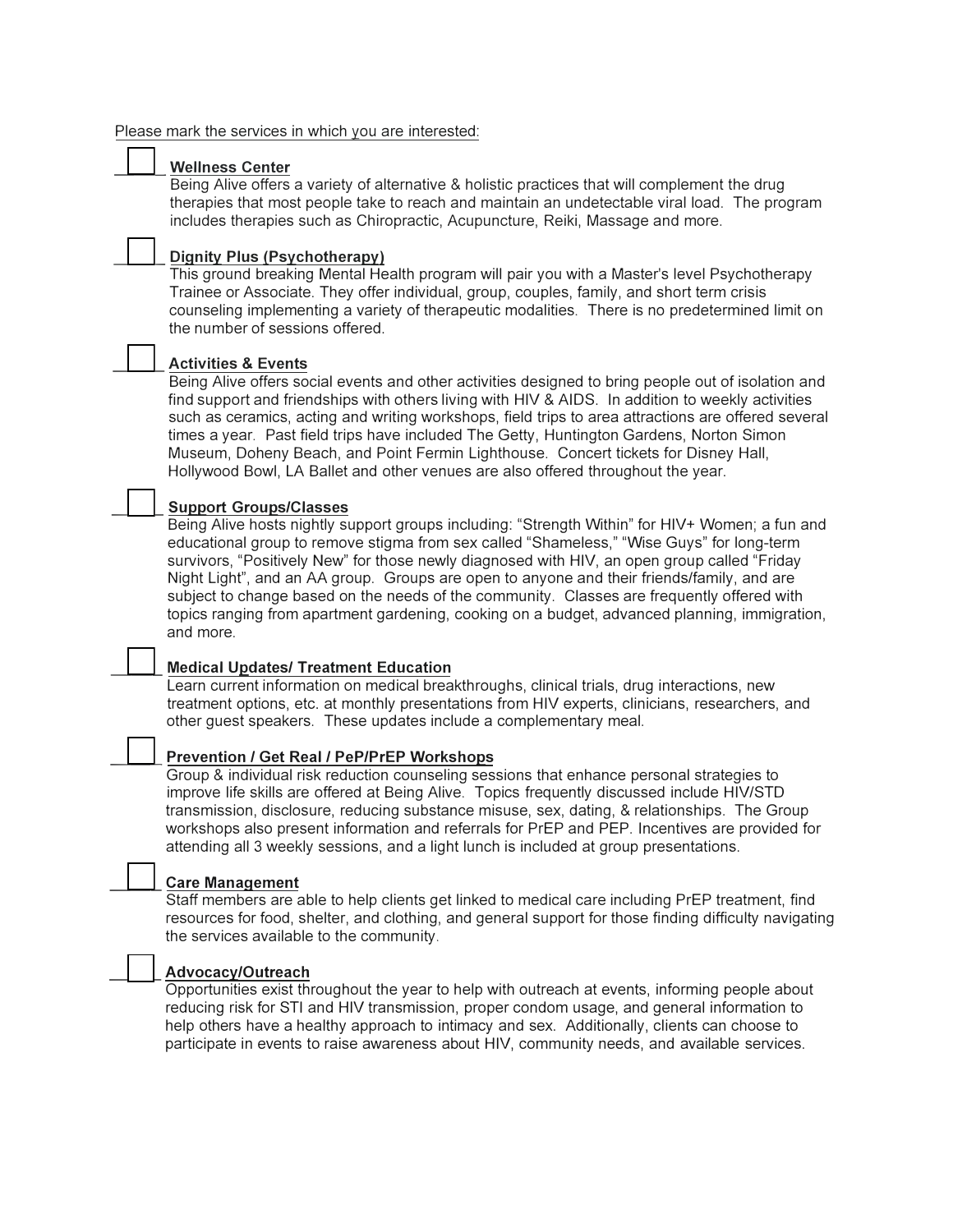Please mark the services in which you are interested:

- [ ] **Wellness Center**
  Being Alive offers a variety of alternative & holistic practices that will complement the drug therapies that most people take to reach and maintain an undetectable viral load. The program includes therapies such as Chiropractic, Acupuncture, Reiki, Massage and more.

- [ ] **Dignity Plus (Psychotherapy)**
  This ground breaking Mental Health program will pair you with a Master's level Psychotherapy Trainee or Associate. They offer individual, group, couples, family, and short term crisis counseling implementing a variety of therapeutic modalities. There is no predetermined limit on the number of sessions offered.

- [ ] **Activities & Events**
  Being Alive offers social events and other activities designed to bring people out of isolation and find support and friendships with others living with HIV & AIDS. In addition to weekly activities such as ceramics, acting and writing workshops, field trips to area attractions are offered several times a year. Past field trips have included The Getty, Huntington Gardens, Norton Simon Museum, Doheny Beach, and Point Fermin Lighthouse. Concert tickets for Disney Hall, Hollywood Bowl, LA Ballet and other venues are also offered throughout the year.

- [ ] **Support Groups/Classes**
  Being Alive hosts nightly support groups including: "Strength Within" for HIV+ Women; a fun and educational group to remove stigma from sex called "Shameless," "Wise Guys" for long-term survivors, "Positively New" for those newly diagnosed with HIV, an open group called "Friday Night Light", and an AA group. Groups are open to anyone and their friends/family, and are subject to change based on the needs of the community. Classes are frequently offered with topics ranging from apartment gardening, cooking on a budget, advanced planning, immigration, and more.

- [ ] **Medical Updates/ Treatment Education**
  Learn current information on medical breakthroughs, clinical trials, drug interactions, new treatment options, etc. at monthly presentations from HIV experts, clinicians, researchers, and other guest speakers. These updates include a complementary meal.

- [ ] **Prevention / Get Real / PeP/PrEP Workshops**
  Group & individual risk reduction counseling sessions that enhance personal strategies to improve life skills are offered at Being Alive. Topics frequently discussed include HIV/STD transmission, disclosure, reducing substance misuse, sex, dating, & relationships. The Group workshops also present information and referrals for PrEP and PEP. Incentives are provided for attending all 3 weekly sessions, and a light lunch is included at group presentations.

- [ ] **Care Management**
  Staff members are able to help clients get linked to medical care including PrEP treatment, find resources for food, shelter, and clothing, and general support for those finding difficulty navigating the services available to the community.

- [ ] **Advocacy/Outreach**
  Opportunities exist throughout the year to help with outreach at events, informing people about reducing risk for STI and HIV transmission, proper condom usage, and general information to help others have a healthy approach to intimacy and sex. Additionally, clients can choose to participate in events to raise awareness about HIV, community needs, and available services.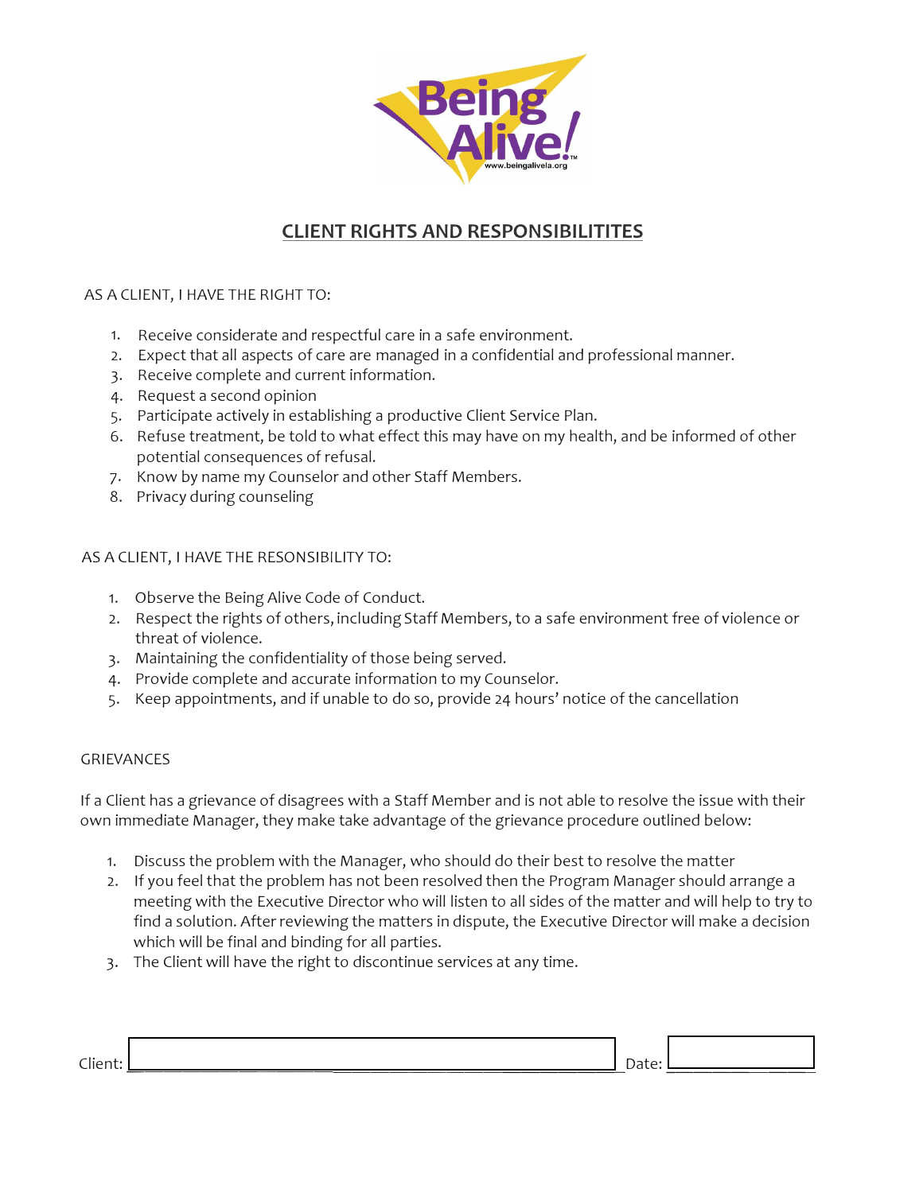# CLIENT RIGHTS AND RESPONSIBILITITES

AS A CLIENT, I HAVE THE RIGHT TO:

1. Receive considerate and respectful care in a safe environment.
2. Expect that all aspects of care are managed in a confidential and professional manner.
3. Receive complete and current information.
4. Request a second opinion
5. Participate actively in establishing a productive Client Service Plan.
6. Refuse treatment, be told to what effect this may have on my health, and be informed of other potential consequences of refusal.
7. Know by name my Counselor and other Staff Members.
8. Privacy during counseling

AS A CLIENT, I HAVE THE RESONSIBILITY TO:

1. Observe the Being Alive Code of Conduct.
2. Respect the rights of others, including Staff Members, to a safe environment free of violence or threat of violence.
3. Maintaining the confidentiality of those being served.
4. Provide complete and accurate information to my Counselor.
5. Keep appointments, and if unable to do so, provide 24 hours' notice of the cancellation

GRIEVANCES

If a Client has a grievance of disagrees with a Staff Member and is not able to resolve the issue with their own immediate Manager, they make take advantage of the grievance procedure outlined below:

1. Discuss the problem with the Manager, who should do their best to resolve the matter
2. If you feel that the problem has not been resolved then the Program Manager should arrange a meeting with the Executive Director who will listen to all sides of the matter and will help to try to find a solution. After reviewing the matters in dispute, the Executive Director will make a decision which will be final and binding for all parties.
3. The Client will have the right to discontinue services at any time.

Client: ______________________________ Date: ______________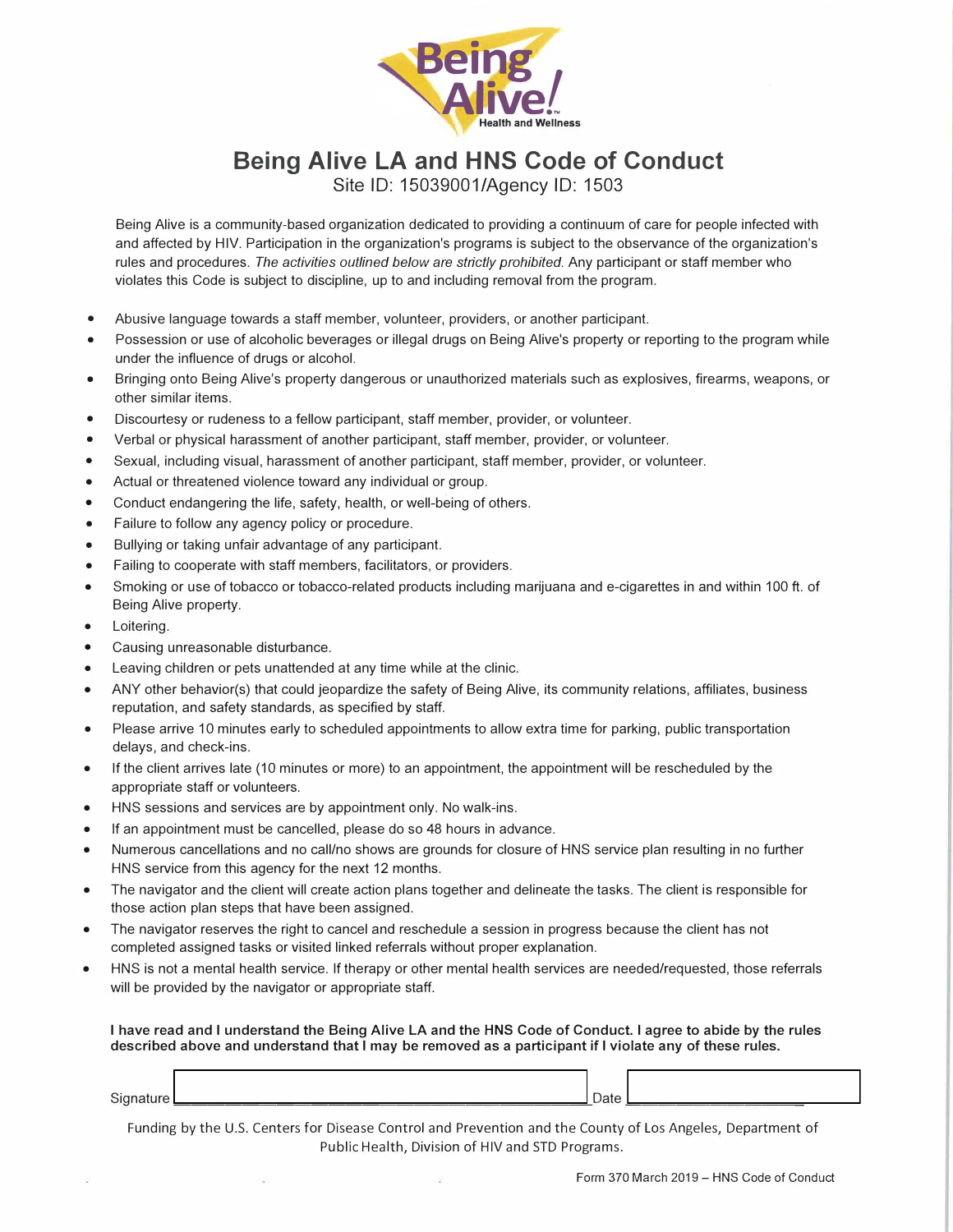Being Alive! Health and Wellness

# Being Alive LA and HNS Code of Conduct

Site ID: 15039001/Agency ID: 1503

Being Alive is a community-based organization dedicated to providing a continuum of care for people infected with and affected by HIV. Participation in the organization's programs is subject to the observance of the organization's rules and procedures. *The activities outlined below are strictly prohibited.* Any participant or staff member who violates this Code is subject to discipline, up to and including removal from the program.

- Abusive language towards a staff member, volunteer, providers, or another participant.
- Possession or use of alcoholic beverages or illegal drugs on Being Alive's property or reporting to the program while under the influence of drugs or alcohol.
- Bringing onto Being Alive's property dangerous or unauthorized materials such as explosives, firearms, weapons, or other similar items.
- Discourtesy or rudeness to a fellow participant, staff member, provider, or volunteer.
- Verbal or physical harassment of another participant, staff member, provider, or volunteer.
- Sexual, including visual, harassment of another participant, staff member, provider, or volunteer.
- Actual or threatened violence toward any individual or group.
- Conduct endangering the life, safety, health, or well-being of others.
- Failure to follow any agency policy or procedure.
- Bullying or taking unfair advantage of any participant.
- Failing to cooperate with staff members, facilitators, or providers.
- Smoking or use of tobacco or tobacco-related products including marijuana and e-cigarettes in and within 100 ft. of Being Alive property.
- Loitering.
- Causing unreasonable disturbance.
- Leaving children or pets unattended at any time while at the clinic.
- ANY other behavior(s) that could jeopardize the safety of Being Alive, its community relations, affiliates, business reputation, and safety standards, as specified by staff.
- Please arrive 10 minutes early to scheduled appointments to allow extra time for parking, public transportation delays, and check-ins.
- If the client arrives late (10 minutes or more) to an appointment, the appointment will be rescheduled by the appropriate staff or volunteers.
- HNS sessions and services are by appointment only. No walk-ins.
- If an appointment must be cancelled, please do so 48 hours in advance.
- Numerous cancellations and no call/no shows are grounds for closure of HNS service plan resulting in no further HNS service from this agency for the next 12 months.
- The navigator and the client will create action plans together and delineate the tasks. The client is responsible for those action plan steps that have been assigned.
- The navigator reserves the right to cancel and reschedule a session in progress because the client has not completed assigned tasks or visited linked referrals without proper explanation.
- HNS is not a mental health service. If therapy or other mental health services are needed/requested, those referrals will be provided by the navigator or appropriate staff.

**I have read and I understand the Being Alive LA and the HNS Code of Conduct. I agree to abide by the rules described above and understand that I may be removed as a participant if I violate any of these rules.**

Signature ______________________________ Date ________________

Funding by the U.S. Centers for Disease Control and Prevention and the County of Los Angeles, Department of Public Health, Division of HIV and STD Programs.

Form 370 March 2019 – HNS Code of Conduct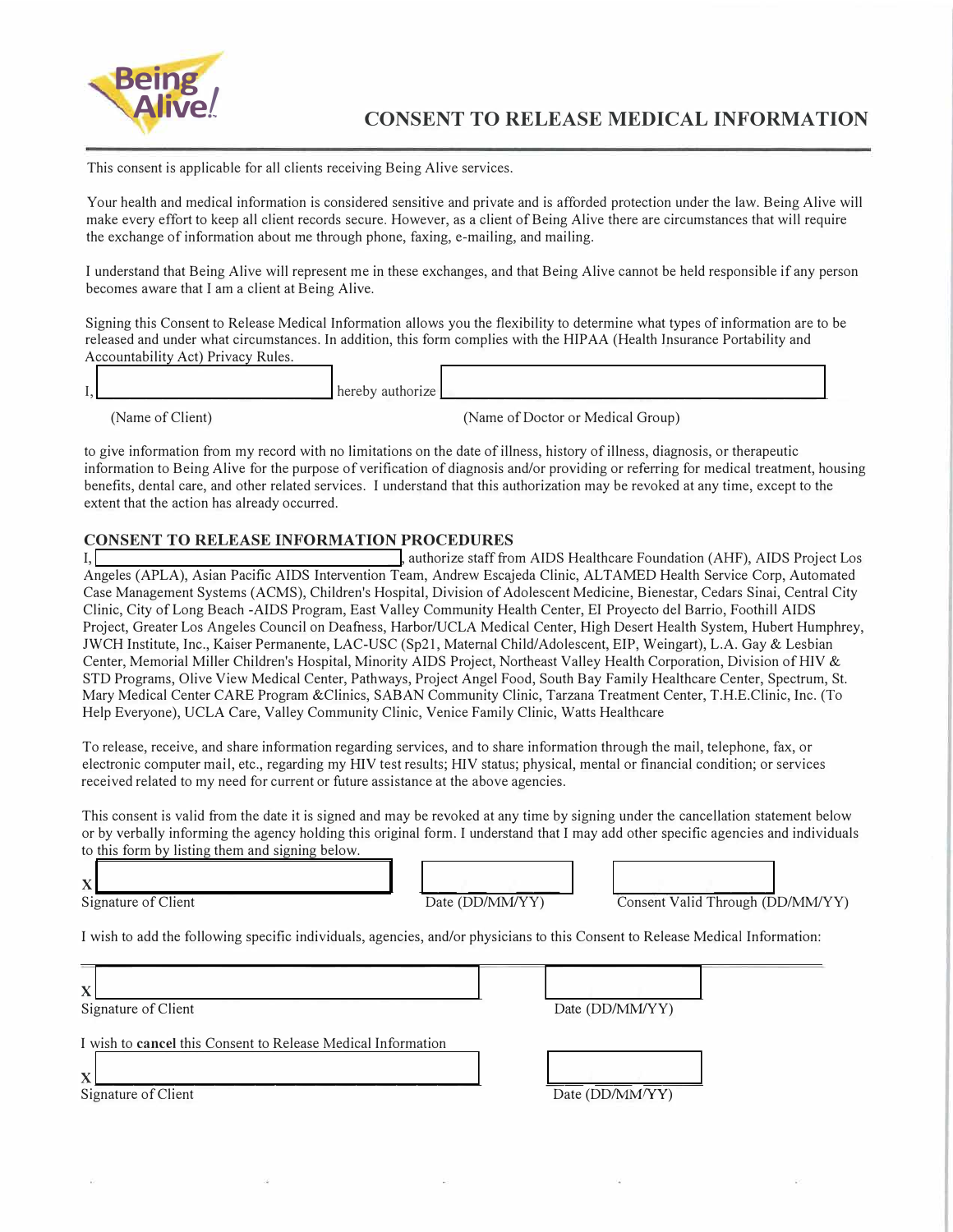Being Alive!

# CONSENT TO RELEASE MEDICAL INFORMATION

This consent is applicable for all clients receiving Being Alive services.

Your health and medical information is considered sensitive and private and is afforded protection under the law. Being Alive will make every effort to keep all client records secure. However, as a client of Being Alive there are circumstances that will require the exchange of information about me through phone, faxing, e-mailing, and mailing.

I understand that Being Alive will represent me in these exchanges, and that Being Alive cannot be held responsible if any person becomes aware that I am a client at Being Alive.

Signing this Consent to Release Medical Information allows you the flexibility to determine what types of information are to be released and under what circumstances. In addition, this form complies with the HIPAA (Health Insurance Portability and Accountability Act) Privacy Rules.

I, ______________________ hereby authorize ______________________

(Name of Client) (Name of Doctor or Medical Group)

to give information from my record with no limitations on the date of illness, history of illness, diagnosis, or therapeutic information to Being Alive for the purpose of verification of diagnosis and/or providing or referring for medical treatment, housing benefits, dental care, and other related services. I understand that this authorization may be revoked at any time, except to the extent that the action has already occurred.

## CONSENT TO RELEASE INFORMATION PROCEDURES

I, ______________________, authorize staff from AIDS Healthcare Foundation (AHF), AIDS Project Los Angeles (APLA), Asian Pacific AIDS Intervention Team, Andrew Escajeda Clinic, ALTAMED Health Service Corp, Automated Case Management Systems (ACMS), Children's Hospital, Division of Adolescent Medicine, Bienestar, Cedars Sinai, Central City Clinic, City of Long Beach -AIDS Program, East Valley Community Health Center, El Proyecto del Barrio, Foothill AIDS Project, Greater Los Angeles Council on Deafness, Harbor/UCLA Medical Center, High Desert Health System, Hubert Humphrey, JWCH Institute, Inc., Kaiser Permanente, LAC-USC (Sp21, Maternal Child/Adolescent, EIP, Weingart), L.A. Gay & Lesbian Center, Memorial Miller Children's Hospital, Minority AIDS Project, Northeast Valley Health Corporation, Division of HIV & STD Programs, Olive View Medical Center, Pathways, Project Angel Food, South Bay Family Healthcare Center, Spectrum, St. Mary Medical Center CARE Program &Clinics, SABAN Community Clinic, Tarzana Treatment Center, T.H.E.Clinic, Inc. (To Help Everyone), UCLA Care, Valley Community Clinic, Venice Family Clinic, Watts Healthcare

To release, receive, and share information regarding services, and to share information through the mail, telephone, fax, or electronic computer mail, etc., regarding my HIV test results; HIV status; physical, mental or financial condition; or services received related to my need for current or future assistance at the above agencies.

This consent is valid from the date it is signed and may be revoked at any time by signing under the cancellation statement below or by verbally informing the agency holding this original form. I understand that I may add other specific agencies and individuals to this form by listing them and signing below.

X ______________________ ______________________ ______________________

Signature of Client Date (DD/MM/YY) Consent Valid Through (DD/MM/YY)

I wish to add the following specific individuals, agencies, and/or physicians to this Consent to Release Medical Information:

______________________________________________________________________

X ______________________ ______________________

Signature of Client Date (DD/MM/YY)

I wish to **cancel** this Consent to Release Medical Information

X ______________________ ______________________

Signature of Client Date (DD/MM/YY)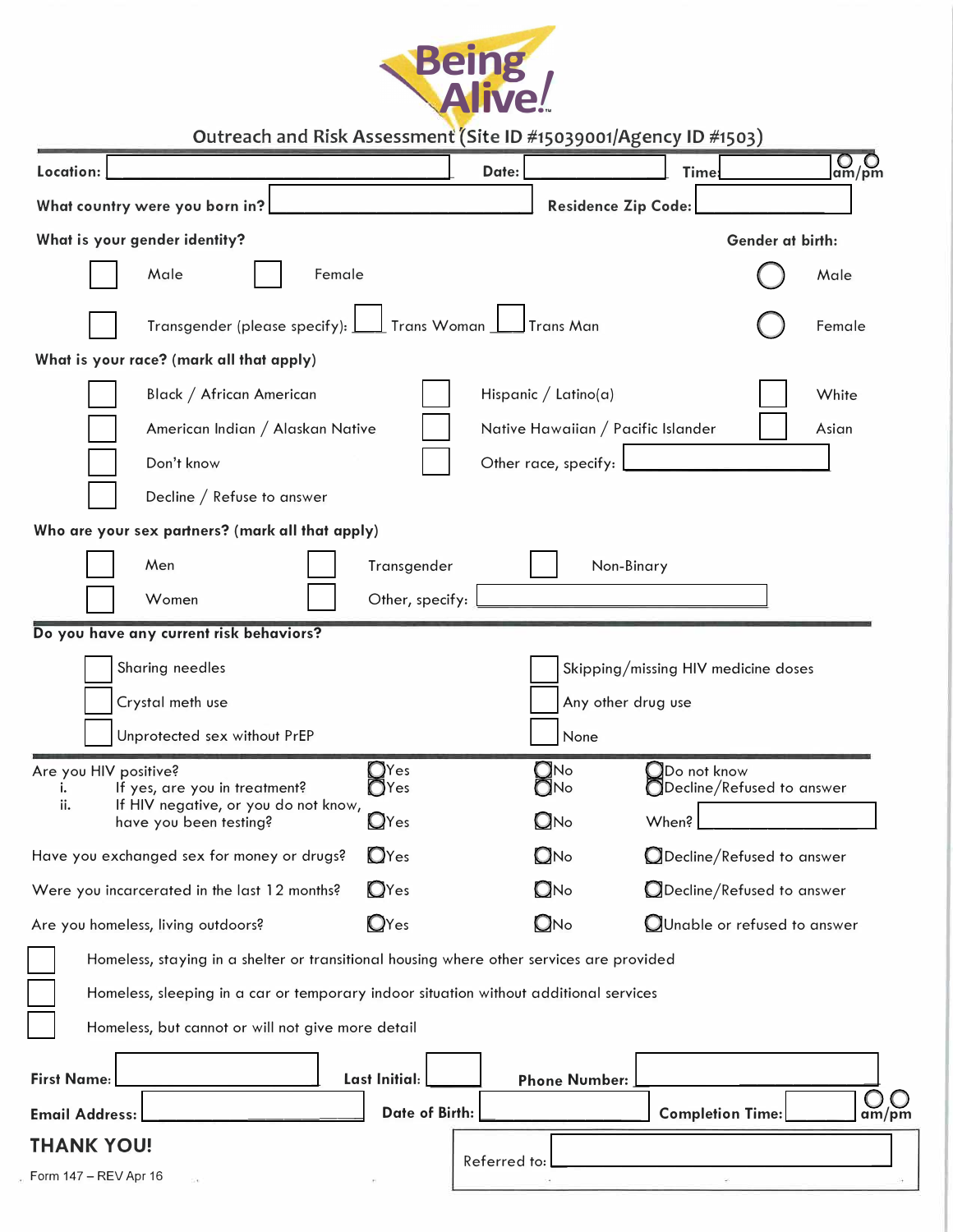Being Alive!

## Outreach and Risk Assessment (Site ID #15039001/Agency ID #1503)

**Location:** ______ **Date:** ______ **Time:** ______ ○ ○ am/pm

**What country were you born in?** ______ **Residence Zip Code:** ______

**What is your gender identity?**

- ☐ Male
- ☐ Female
- ☐ Transgender (please specify): ☐ Trans Woman ☐ Trans Man

**Gender at birth:**

- ○ Male
- ○ Female

**What is your race? (mark all that apply)**

- ☐ Black / African American
- ☐ Hispanic / Latino(a)
- ☐ White
- ☐ American Indian / Alaskan Native
- ☐ Native Hawaiian / Pacific Islander
- ☐ Asian
- ☐ Don't know
- ☐ Other race, specify: ______
- ☐ Decline / Refuse to answer

**Who are your sex partners? (mark all that apply)**

- ☐ Men
- ☐ Transgender
- ☐ Non-Binary
- ☐ Women
- ☐ Other, specify: ______

**Do you have any current risk behaviors?**

- ☐ Sharing needles
- ☐ Skipping/missing HIV medicine doses
- ☐ Crystal meth use
- ☐ Any other drug use
- ☐ Unprotected sex without PrEP
- ☐ None

Are you HIV positive? ○ Yes ○ No ○ Do not know
i. If yes, are you in treatment? ○ Yes ○ No ○ Decline/Refused to answer
ii. If HIV negative, or you do not know, have you been testing? ○ Yes ○ No When? ______

Have you exchanged sex for money or drugs? ○ Yes ○ No ○ Decline/Refused to answer

Were you incarcerated in the last 12 months? ○ Yes ○ No ○ Decline/Refused to answer

Are you homeless, living outdoors? ○ Yes ○ No ○ Unable or refused to answer

- ☐ Homeless, staying in a shelter or transitional housing where other services are provided
- ☐ Homeless, sleeping in a car or temporary indoor situation without additional services
- ☐ Homeless, but cannot or will not give more detail

**First Name:** ______ **Last Initial:** ______ **Phone Number:** ______

**Email Address:** ______ **Date of Birth:** ______ **Completion Time:** ______ ○ ○ am/pm

**THANK YOU!**

Referred to: ______

Form 147 – REV Apr 16